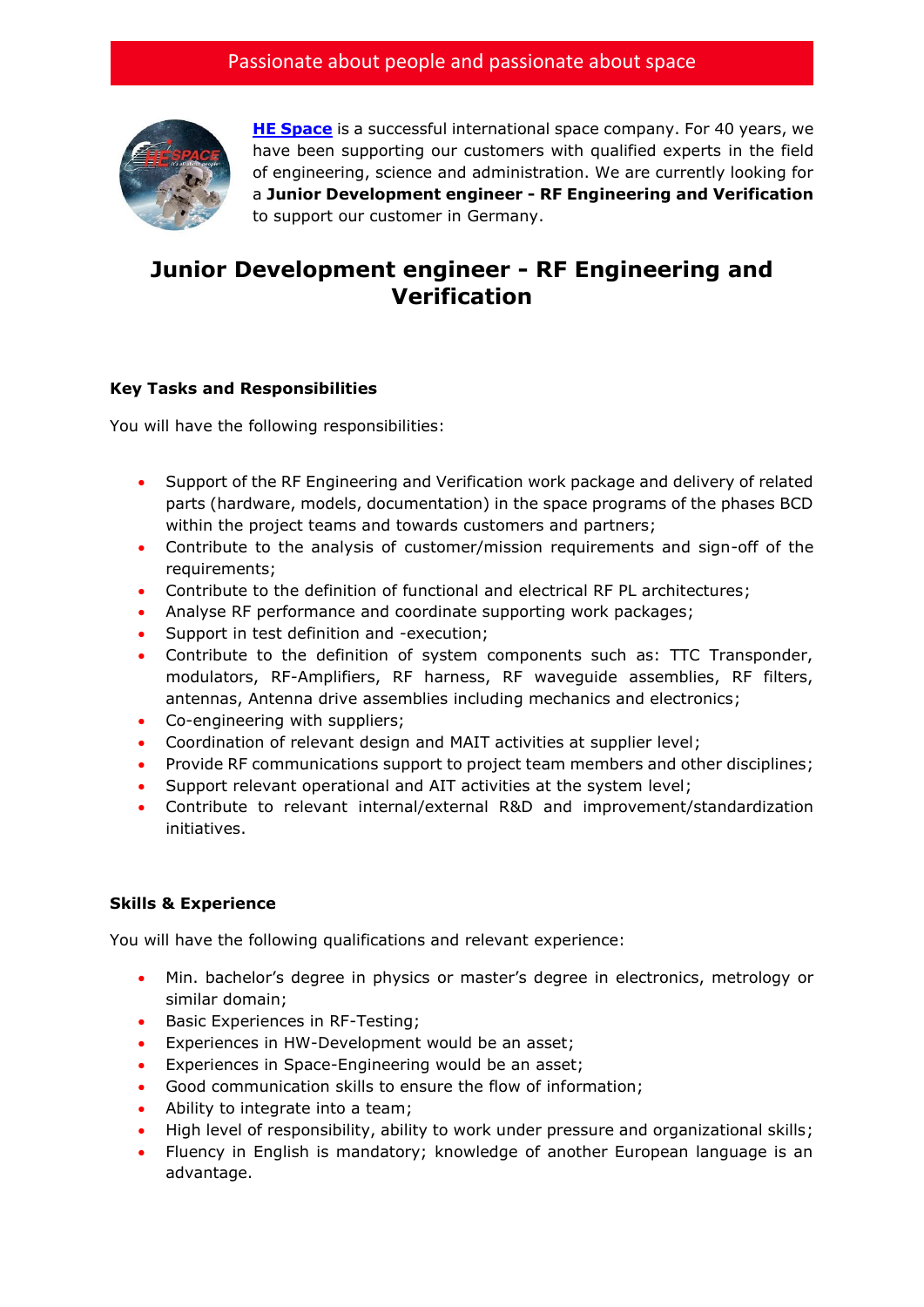Passionate about people and passionate about space

**HE Space** is a successful international space company. For 40 years, we have been supporting our customers with qualified experts in the field of engineering, science and administration. We are currently looking for a **Junior Development engineer - RF Engineering and Verification** to support our customer in Germany.

# Junior Development engineer - RF Engineering and Verification

### Key Tasks and Responsibilities

You will have the following responsibilities:

- Support of the RF Engineering and Verification work package and delivery of related parts (hardware, models, documentation) in the space programs of the phases BCD within the project teams and towards customers and partners;
- Contribute to the analysis of customer/mission requirements and sign-off of the requirements;
- Contribute to the definition of functional and electrical RF PL architectures;
- Analyse RF performance and coordinate supporting work packages;
- Support in test definition and -execution;
- Contribute to the definition of system components such as: TTC Transponder, modulators, RF-Amplifiers, RF harness, RF waveguide assemblies, RF filters, antennas, Antenna drive assemblies including mechanics and electronics;
- Co-engineering with suppliers;
- Coordination of relevant design and MAIT activities at supplier level;
- Provide RF communications support to project team members and other disciplines;
- Support relevant operational and AIT activities at the system level;
- Contribute to relevant internal/external R&D and improvement/standardization initiatives.

### Skills & Experience

You will have the following qualifications and relevant experience:

- Min. bachelor's degree in physics or master's degree in electronics, metrology or similar domain;
- Basic Experiences in RF-Testing;
- Experiences in HW-Development would be an asset;
- Experiences in Space-Engineering would be an asset;
- Good communication skills to ensure the flow of information;
- Ability to integrate into a team;
- High level of responsibility, ability to work under pressure and organizational skills;
- Fluency in English is mandatory; knowledge of another European language is an advantage.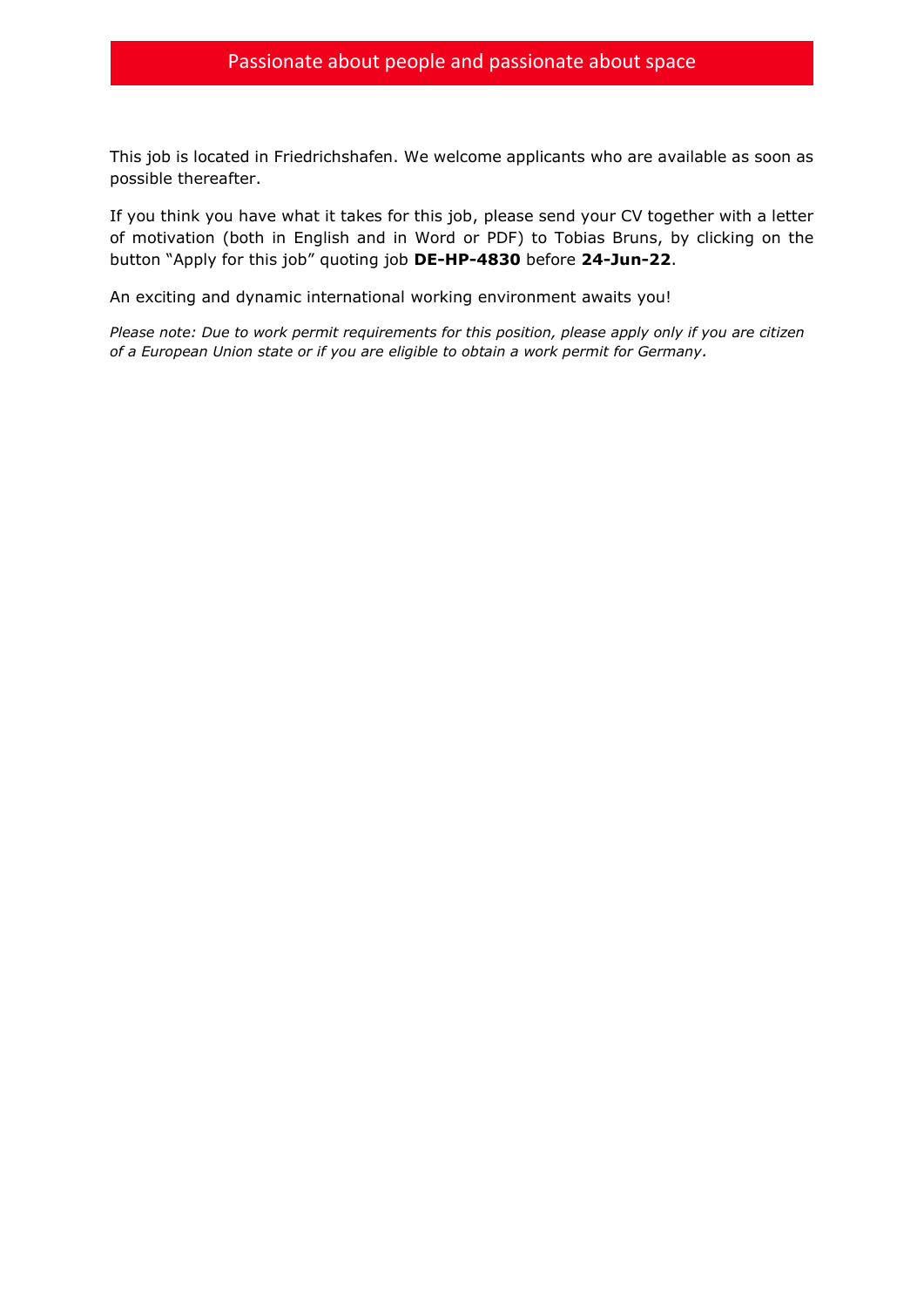Passionate about people and passionate about space

This job is located in Friedrichshafen. We welcome applicants who are available as soon as possible thereafter.

If you think you have what it takes for this job, please send your CV together with a letter of motivation (both in English and in Word or PDF) to Tobias Bruns, by clicking on the button "Apply for this job" quoting job **DE-HP-4830** before **24-Jun-22**.

An exciting and dynamic international working environment awaits you!

*Please note: Due to work permit requirements for this position, please apply only if you are citizen of a European Union state or if you are eligible to obtain a work permit for Germany.*